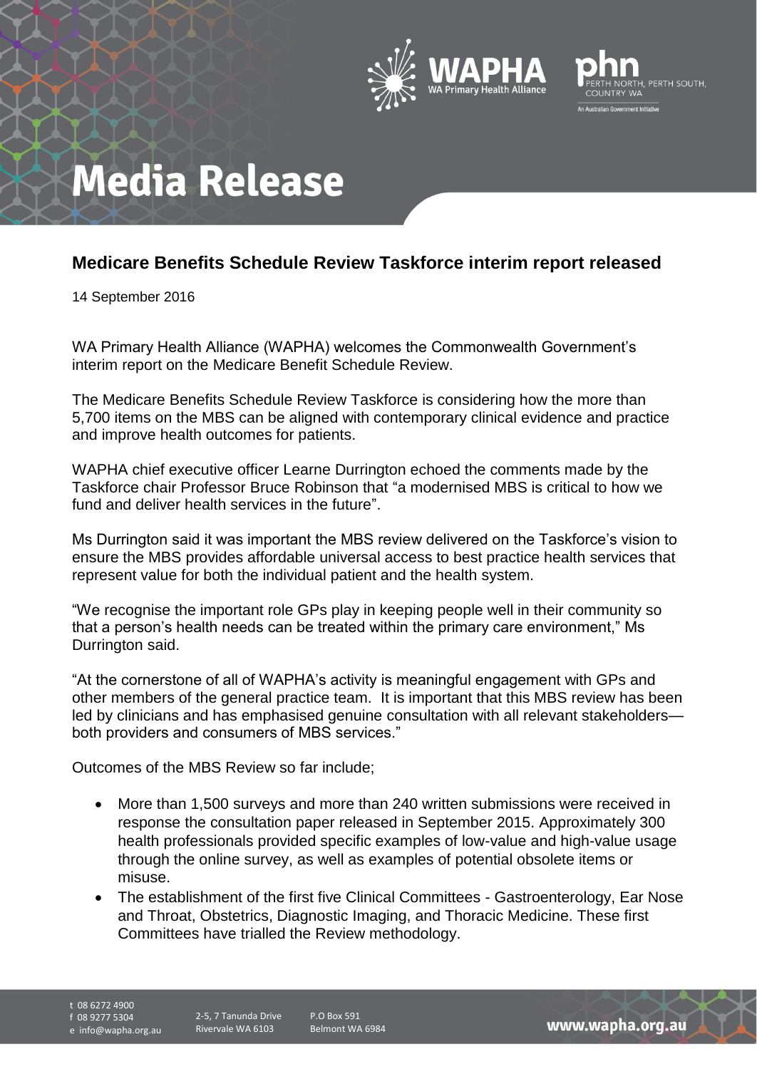# Media Release

## Medicare Benefits Schedule Review Taskforce interim report released

14 September 2016

WA Primary Health Alliance (WAPHA) welcomes the Commonwealth Government's interim report on the Medicare Benefit Schedule Review.

The Medicare Benefits Schedule Review Taskforce is considering how the more than 5,700 items on the MBS can be aligned with contemporary clinical evidence and practice and improve health outcomes for patients.

WAPHA chief executive officer Learne Durrington echoed the comments made by the Taskforce chair Professor Bruce Robinson that "a modernised MBS is critical to how we fund and deliver health services in the future".

Ms Durrington said it was important the MBS review delivered on the Taskforce's vision to ensure the MBS provides affordable universal access to best practice health services that represent value for both the individual patient and the health system.

"We recognise the important role GPs play in keeping people well in their community so that a person's health needs can be treated within the primary care environment," Ms Durrington said.

"At the cornerstone of all of WAPHA's activity is meaningful engagement with GPs and other members of the general practice team. It is important that this MBS review has been led by clinicians and has emphasised genuine consultation with all relevant stakeholders—both providers and consumers of MBS services."

Outcomes of the MBS Review so far include;

- More than 1,500 surveys and more than 240 written submissions were received in response the consultation paper released in September 2015. Approximately 300 health professionals provided specific examples of low-value and high-value usage through the online survey, as well as examples of potential obsolete items or misuse.
- The establishment of the first five Clinical Committees - Gastroenterology, Ear Nose and Throat, Obstetrics, Diagnostic Imaging, and Thoracic Medicine. These first Committees have trialled the Review methodology.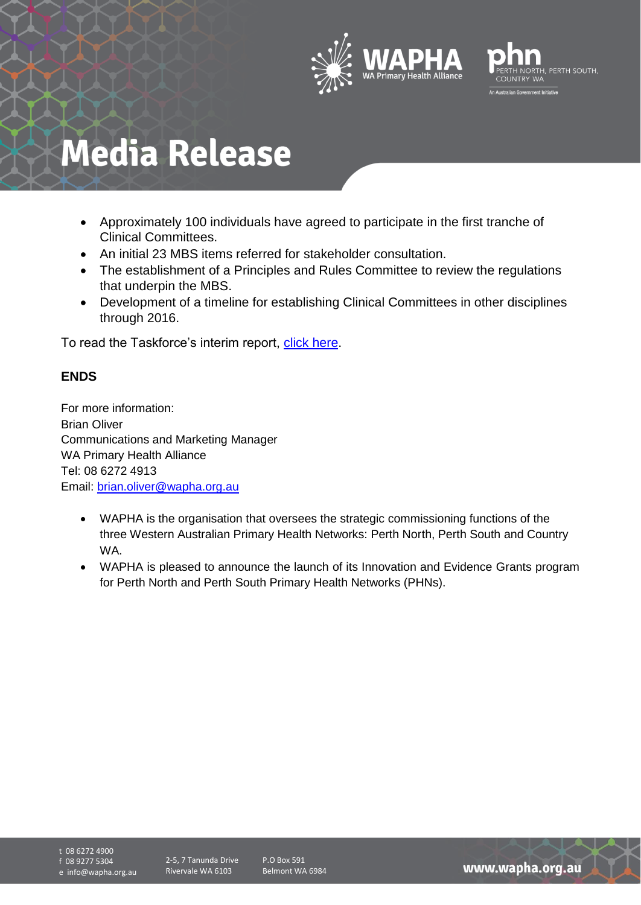# Media Release

- Approximately 100 individuals have agreed to participate in the first tranche of Clinical Committees.
- An initial 23 MBS items referred for stakeholder consultation.
- The establishment of a Principles and Rules Committee to review the regulations that underpin the MBS.
- Development of a timeline for establishing Clinical Committees in other disciplines through 2016.

To read the Taskforce's interim report, click here.

**ENDS**

For more information:
Brian Oliver
Communications and Marketing Manager
WA Primary Health Alliance
Tel: 08 6272 4913
Email: brian.oliver@wapha.org.au

- WAPHA is the organisation that oversees the strategic commissioning functions of the three Western Australian Primary Health Networks: Perth North, Perth South and Country WA.
- WAPHA is pleased to announce the launch of its Innovation and Evidence Grants program for Perth North and Perth South Primary Health Networks (PHNs).